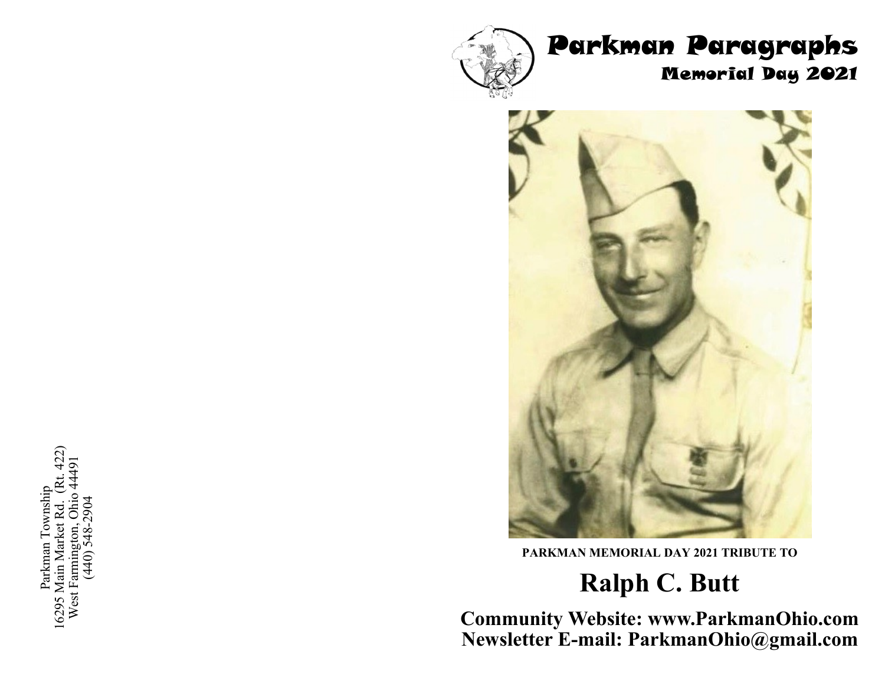Parkman Township
16295 Main Market Rd. (Rt. 422)
West Farmington, Ohio 44491
(440) 548-2904

# Parkman Paragraphs

## Memorial Day 2021

**PARKMAN MEMORIAL DAY 2021 TRIBUTE TO**

# Ralph C. Butt

**Community Website: www.ParkmanOhio.com**
**Newsletter E-mail: ParkmanOhio@gmail.com**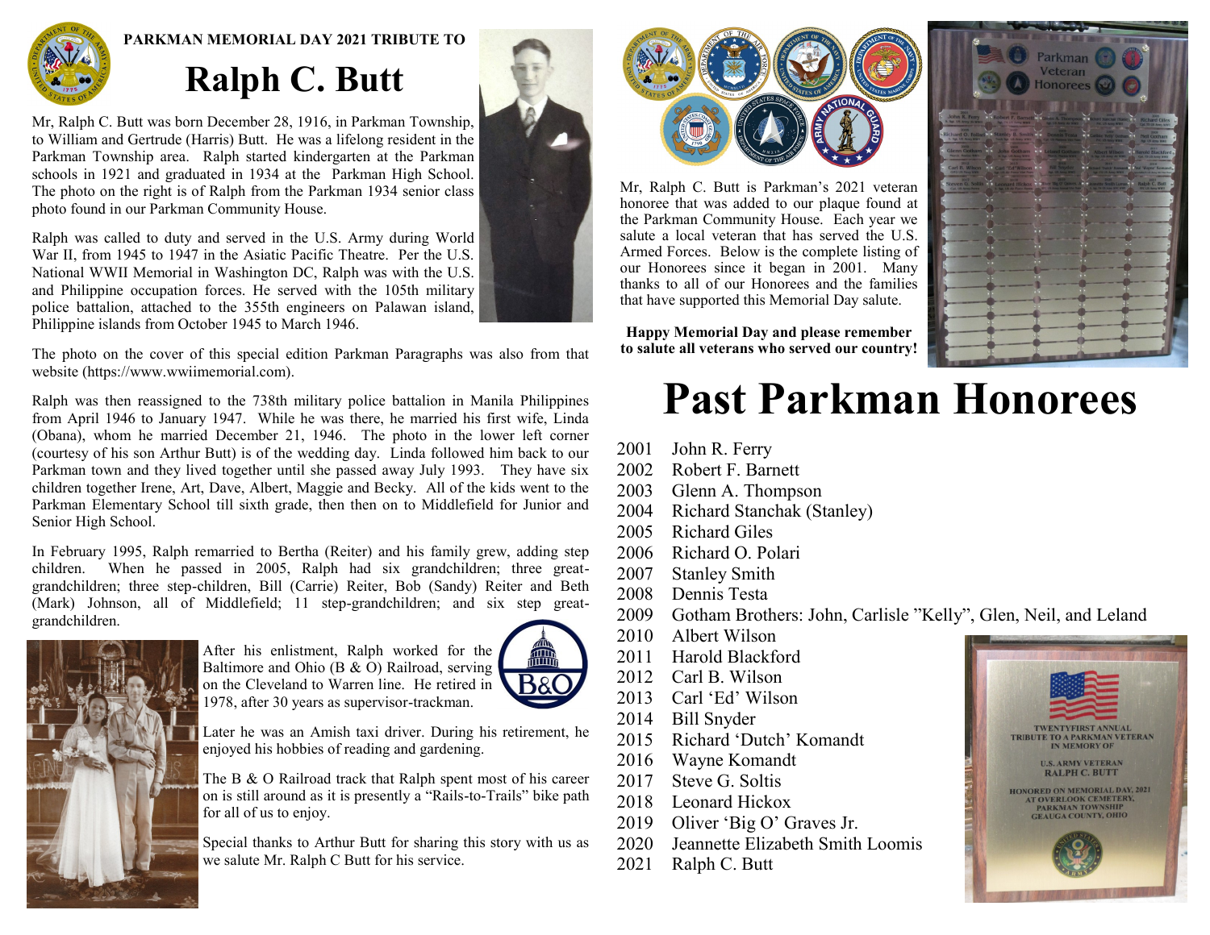**PARKMAN MEMORIAL DAY 2021 TRIBUTE TO**

# Ralph C. Butt

Mr, Ralph C. Butt was born December 28, 1916, in Parkman Township, to William and Gertrude (Harris) Butt. He was a lifelong resident in the Parkman Township area. Ralph started kindergarten at the Parkman schools in 1921 and graduated in 1934 at the Parkman High School. The photo on the right is of Ralph from the Parkman 1934 senior class photo found in our Parkman Community House.

Ralph was called to duty and served in the U.S. Army during World War II, from 1945 to 1947 in the Asiatic Pacific Theatre. Per the U.S. National WWII Memorial in Washington DC, Ralph was with the U.S. and Philippine occupation forces. He served with the 105th military police battalion, attached to the 355th engineers on Palawan island, Philippine islands from October 1945 to March 1946.

The photo on the cover of this special edition Parkman Paragraphs was also from that website (https://www.wwiimemorial.com).

Ralph was then reassigned to the 738th military police battalion in Manila Philippines from April 1946 to January 1947. While he was there, he married his first wife, Linda (Obana), whom he married December 21, 1946. The photo in the lower left corner (courtesy of his son Arthur Butt) is of the wedding day. Linda followed him back to our Parkman town and they lived together until she passed away July 1993. They have six children together Irene, Art, Dave, Albert, Maggie and Becky. All of the kids went to the Parkman Elementary School till sixth grade, then then on to Middlefield for Junior and Senior High School.

In February 1995, Ralph remarried to Bertha (Reiter) and his family grew, adding step children. When he passed in 2005, Ralph had six grandchildren; three great-grandchildren; three step-children, Bill (Carrie) Reiter, Bob (Sandy) Reiter and Beth (Mark) Johnson, all of Middlefield; 11 step-grandchildren; and six step great-grandchildren.

After his enlistment, Ralph worked for the Baltimore and Ohio (B & O) Railroad, serving on the Cleveland to Warren line. He retired in 1978, after 30 years as supervisor-trackman.

Later he was an Amish taxi driver. During his retirement, he enjoyed his hobbies of reading and gardening.

The B & O Railroad track that Ralph spent most of his career on is still around as it is presently a "Rails-to-Trails" bike path for all of us to enjoy.

Special thanks to Arthur Butt for sharing this story with us as we salute Mr. Ralph C Butt for his service.

Mr, Ralph C. Butt is Parkman's 2021 veteran honoree that was added to our plaque found at the Parkman Community House. Each year we salute a local veteran that has served the U.S. Armed Forces. Below is the complete listing of our Honorees since it began in 2001. Many thanks to all of our Honorees and the families that have supported this Memorial Day salute.

**Happy Memorial Day and please remember to salute all veterans who served our country!**

# Past Parkman Honorees

- 2001 John R. Ferry
- 2002 Robert F. Barnett
- 2003 Glenn A. Thompson
- 2004 Richard Stanchak (Stanley)
- 2005 Richard Giles
- 2006 Richard O. Polari
- 2007 Stanley Smith
- 2008 Dennis Testa
- 2009 Gotham Brothers: John, Carlisle "Kelly", Glen, Neil, and Leland
- 2010 Albert Wilson
- 2011 Harold Blackford
- 2012 Carl B. Wilson
- 2013 Carl 'Ed' Wilson
- 2014 Bill Snyder
- 2015 Richard 'Dutch' Komandt
- 2016 Wayne Komandt
- 2017 Steve G. Soltis
- 2018 Leonard Hickox
- 2019 Oliver 'Big O' Graves Jr.
- 2020 Jeannette Elizabeth Smith Loomis
- 2021 Ralph C. Butt

TWENTYFIRST ANNUAL TRIBUTE TO A PARKMAN VETERAN IN MEMORY OF

U.S. ARMY VETERAN RALPH C. BUTT

HONORED ON MEMORIAL DAY, 2021 AT OVERLOOK CEMETERY, PARKMAN TOWNSHIP GEAUGA COUNTY, OHIO